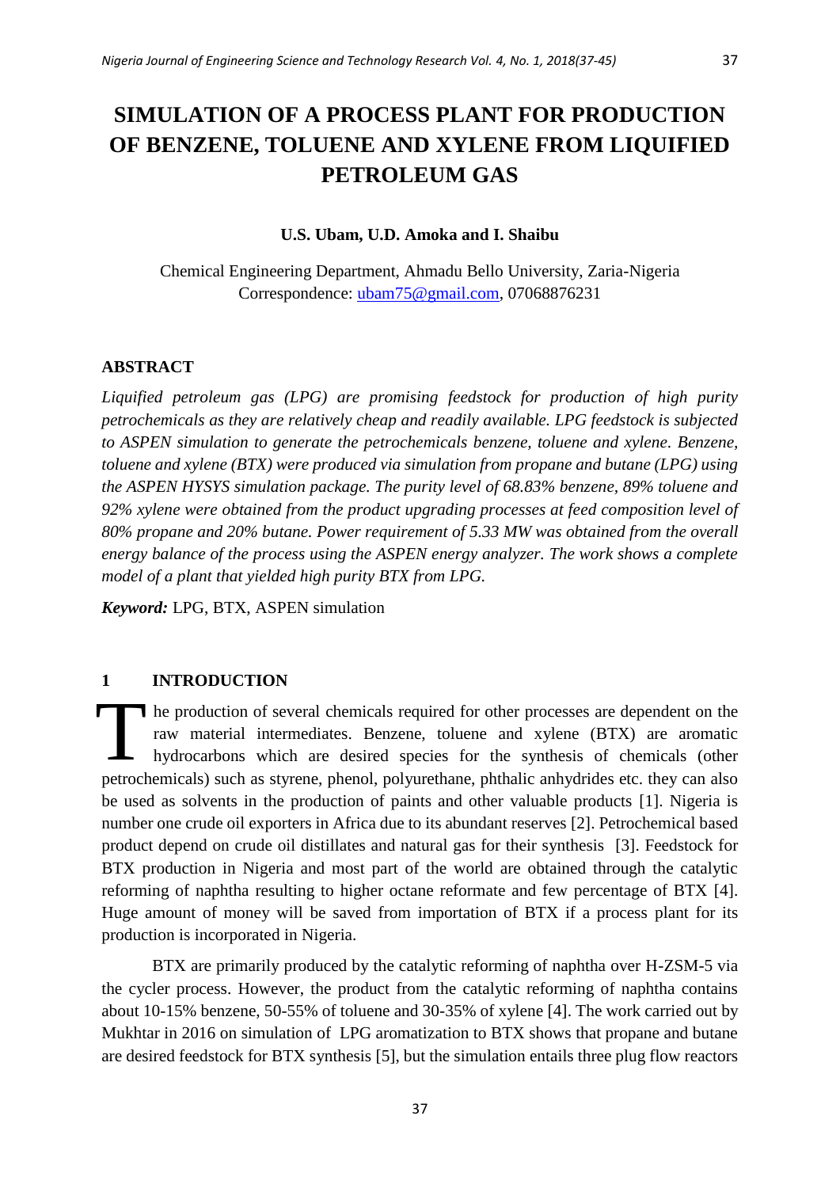# SIMULATION OF A PROCESS PLANT FOR PRODUCTION OF BENZENE, TOLUENE AND XYLENE FROM LIQUIFIED PETROLEUM GAS

**U.S. Ubam, U.D. Amoka and I. Shaibu**

Chemical Engineering Department, Ahmadu Bello University, Zaria-Nigeria
Correspondence: ubam75@gmail.com, 07068876231

## ABSTRACT

*Liquified petroleum gas (LPG) are promising feedstock for production of high purity petrochemicals as they are relatively cheap and readily available. LPG feedstock is subjected to ASPEN simulation to generate the petrochemicals benzene, toluene and xylene. Benzene, toluene and xylene (BTX) were produced via simulation from propane and butane (LPG) using the ASPEN HYSYS simulation package. The purity level of 68.83% benzene, 89% toluene and 92% xylene were obtained from the product upgrading processes at feed composition level of 80% propane and 20% butane. Power requirement of 5.33 MW was obtained from the overall energy balance of the process using the ASPEN energy analyzer. The work shows a complete model of a plant that yielded high purity BTX from LPG.*

***Keyword:*** LPG, BTX, ASPEN simulation

## 1 INTRODUCTION

The production of several chemicals required for other processes are dependent on the raw material intermediates. Benzene, toluene and xylene (BTX) are aromatic hydrocarbons which are desired species for the synthesis of chemicals (other petrochemicals) such as styrene, phenol, polyurethane, phthalic anhydrides etc. they can also be used as solvents in the production of paints and other valuable products [1]. Nigeria is number one crude oil exporters in Africa due to its abundant reserves [2]. Petrochemical based product depend on crude oil distillates and natural gas for their synthesis [3]. Feedstock for BTX production in Nigeria and most part of the world are obtained through the catalytic reforming of naphtha resulting to higher octane reformate and few percentage of BTX [4]. Huge amount of money will be saved from importation of BTX if a process plant for its production is incorporated in Nigeria.

BTX are primarily produced by the catalytic reforming of naphtha over H-ZSM-5 via the cycler process. However, the product from the catalytic reforming of naphtha contains about 10-15% benzene, 50-55% of toluene and 30-35% of xylene [4]. The work carried out by Mukhtar in 2016 on simulation of LPG aromatization to BTX shows that propane and butane are desired feedstock for BTX synthesis [5], but the simulation entails three plug flow reactors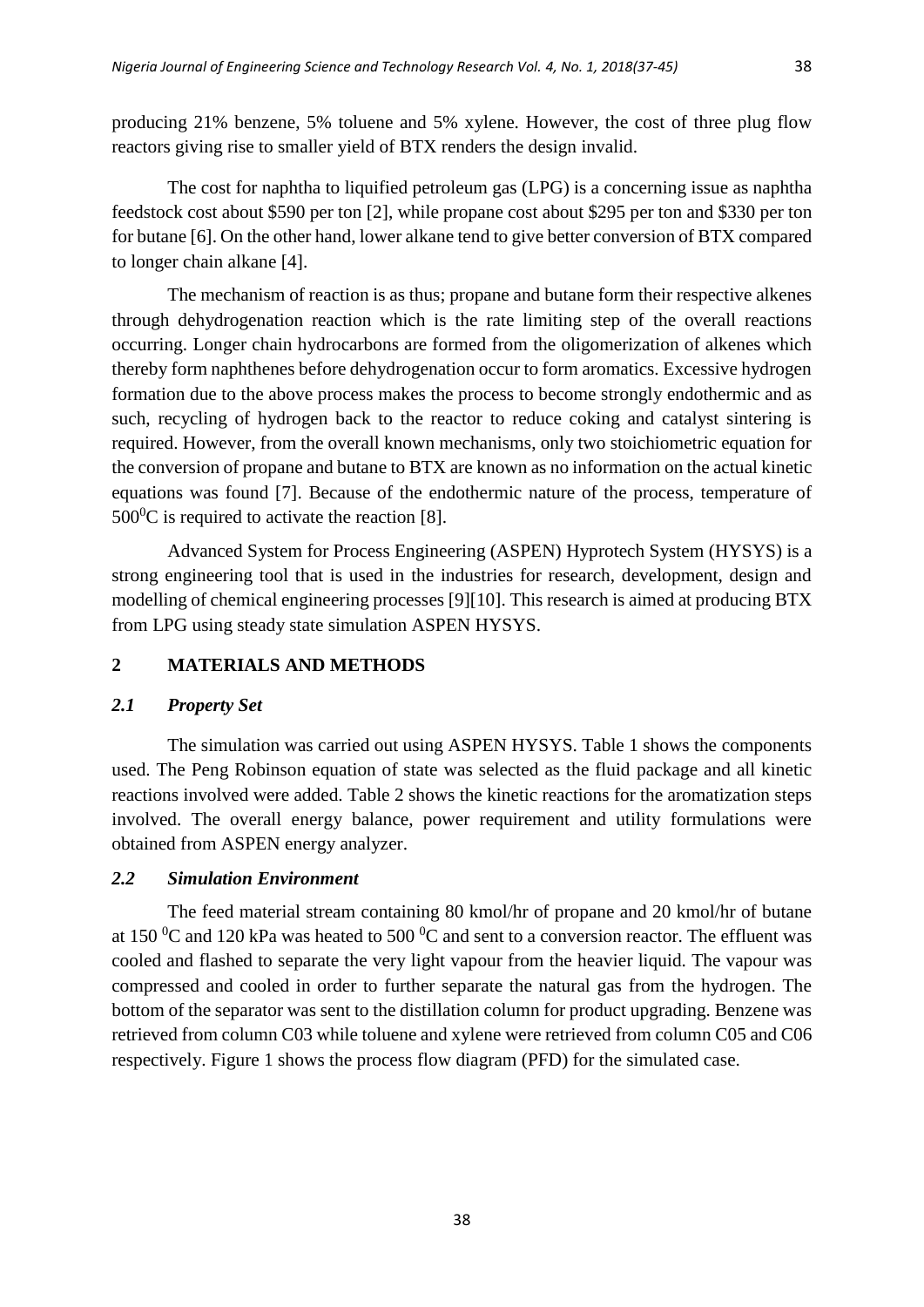producing 21% benzene, 5% toluene and 5% xylene. However, the cost of three plug flow reactors giving rise to smaller yield of BTX renders the design invalid.

The cost for naphtha to liquified petroleum gas (LPG) is a concerning issue as naphtha feedstock cost about \$590 per ton [2], while propane cost about \$295 per ton and \$330 per ton for butane [6]. On the other hand, lower alkane tend to give better conversion of BTX compared to longer chain alkane [4].

The mechanism of reaction is as thus; propane and butane form their respective alkenes through dehydrogenation reaction which is the rate limiting step of the overall reactions occurring. Longer chain hydrocarbons are formed from the oligomerization of alkenes which thereby form naphthenes before dehydrogenation occur to form aromatics. Excessive hydrogen formation due to the above process makes the process to become strongly endothermic and as such, recycling of hydrogen back to the reactor to reduce coking and catalyst sintering is required. However, from the overall known mechanisms, only two stoichiometric equation for the conversion of propane and butane to BTX are known as no information on the actual kinetic equations was found [7]. Because of the endothermic nature of the process, temperature of $500^0$C is required to activate the reaction [8].

Advanced System for Process Engineering (ASPEN) Hyprotech System (HYSYS) is a strong engineering tool that is used in the industries for research, development, design and modelling of chemical engineering processes [9][10]. This research is aimed at producing BTX from LPG using steady state simulation ASPEN HYSYS.

## 2 MATERIALS AND METHODS

### *2.1 Property Set*

The simulation was carried out using ASPEN HYSYS. Table 1 shows the components used. The Peng Robinson equation of state was selected as the fluid package and all kinetic reactions involved were added. Table 2 shows the kinetic reactions for the aromatization steps involved. The overall energy balance, power requirement and utility formulations were obtained from ASPEN energy analyzer.

### *2.2 Simulation Environment*

The feed material stream containing 80 kmol/hr of propane and 20 kmol/hr of butane at 150 $^0$C and 120 kPa was heated to 500 $^0$C and sent to a conversion reactor. The effluent was cooled and flashed to separate the very light vapour from the heavier liquid. The vapour was compressed and cooled in order to further separate the natural gas from the hydrogen. The bottom of the separator was sent to the distillation column for product upgrading. Benzene was retrieved from column C03 while toluene and xylene were retrieved from column C05 and C06 respectively. Figure 1 shows the process flow diagram (PFD) for the simulated case.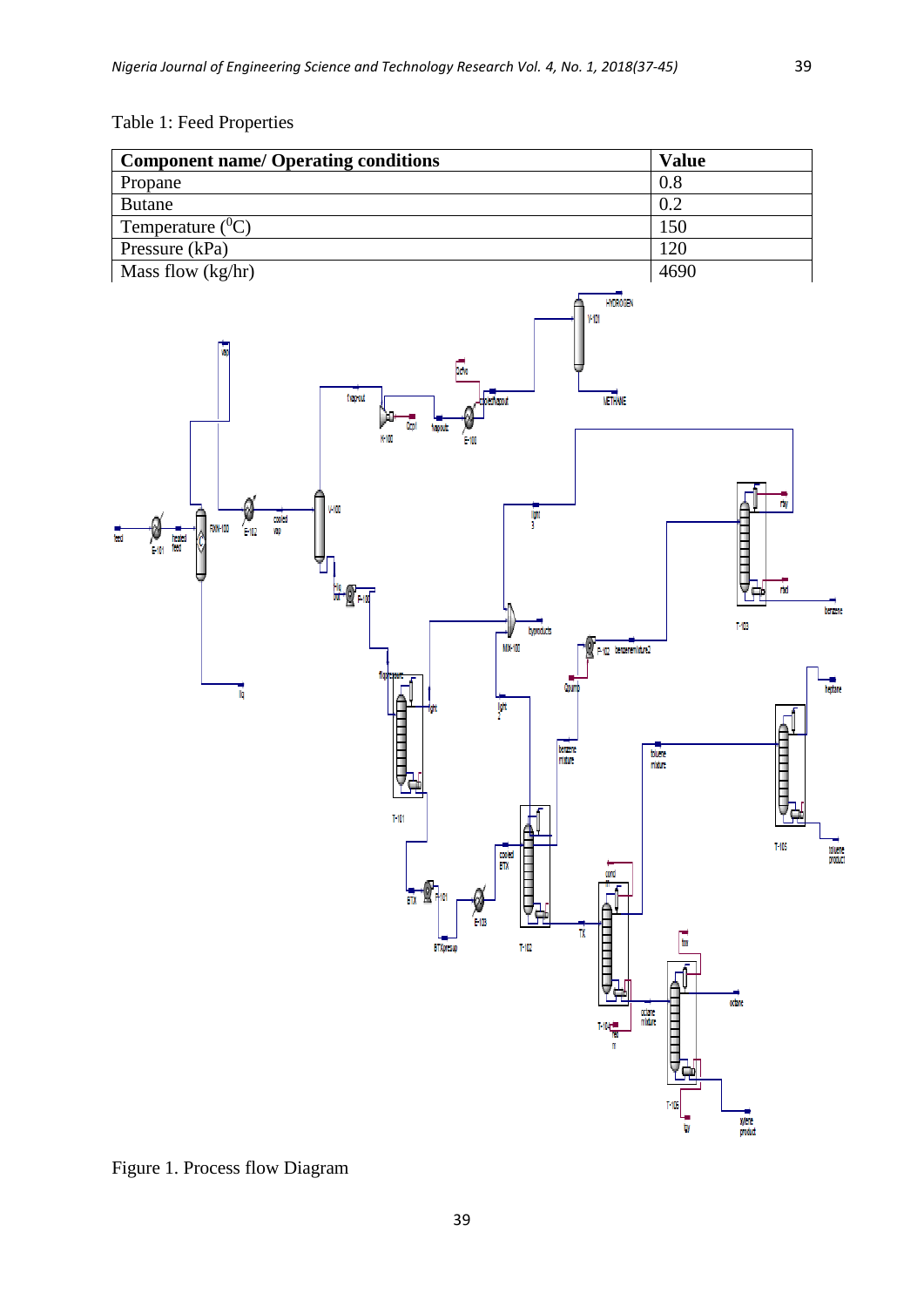Table 1: Feed Properties

| Component name/ Operating conditions | Value |
|---|---|
| Propane | 0.8 |
| Butane | 0.2 |
| Temperature ($^0$C) | 150 |
| Pressure (kPa) | 120 |
| Mass flow (kg/hr) | 4690 |

Figure 1. Process flow Diagram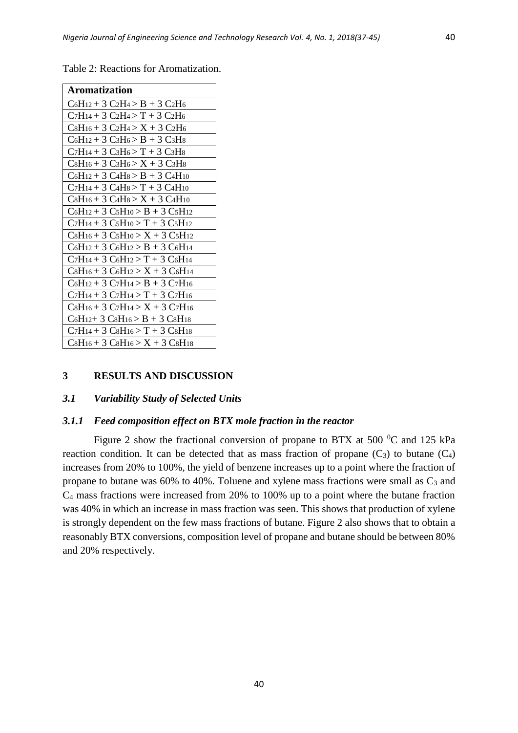Table 2: Reactions for Aromatization.

| Aromatization |
| --- |
| $C_6H_{12}$ + 3 $C_2H_4$ > B + 3 $C_2H_6$ |
| $C_7H_{14}$ + 3 $C_2H_4$ > T + 3 $C_2H_6$ |
| $C_8H_{16}$ + 3 $C_2H_4$ > X + 3 $C_2H_6$ |
| $C_6H_{12}$ + 3 $C_3H_6$ > B + 3 $C_3H_8$ |
| $C_7H_{14}$ + 3 $C_3H_6$ > T + 3 $C_3H_8$ |
| $C_8H_{16}$ + 3 $C_3H_6$ > X + 3 $C_3H_8$ |
| $C_6H_{12}$ + 3 $C_4H_8$ > B + 3 $C_4H_{10}$ |
| $C_7H_{14}$ + 3 $C_4H_8$ > T + 3 $C_4H_{10}$ |
| $C_8H_{16}$ + 3 $C_4H_8$ > X + 3 $C_4H_{10}$ |
| $C_6H_{12}$ + 3 $C_5H_{10}$ > B + 3 $C_5H_{12}$ |
| $C_7H_{14}$ + 3 $C_5H_{10}$ > T + 3 $C_5H_{12}$ |
| $C_8H_{16}$ + 3 $C_5H_{10}$ > X + 3 $C_5H_{12}$ |
| $C_6H_{12}$ + 3 $C_6H_{12}$ > B + 3 $C_6H_{14}$ |
| $C_7H_{14}$ + 3 $C_6H_{12}$ > T + 3 $C_6H_{14}$ |
| $C_8H_{16}$ + 3 $C_6H_{12}$ > X + 3 $C_6H_{14}$ |
| $C_6H_{12}$ + 3 $C_7H_{14}$ > B + 3 $C_7H_{16}$ |
| $C_7H_{14}$ + 3 $C_7H_{14}$ > T + 3 $C_7H_{16}$ |
| $C_8H_{16}$ + 3 $C_7H_{14}$ > X + 3 $C_7H_{16}$ |
| $C_6H_{12}$+ 3 $C_8H_{16}$ > B + 3 $C_8H_{18}$ |
| $C_7H_{14}$ + 3 $C_8H_{16}$ > T + 3 $C_8H_{18}$ |
| $C_8H_{16}$ + 3 $C_8H_{16}$ > X + 3 $C_8H_{18}$ |

## 3 RESULTS AND DISCUSSION

### *3.1 Variability Study of Selected Units*

#### *3.1.1 Feed composition effect on BTX mole fraction in the reactor*

Figure 2 show the fractional conversion of propane to BTX at 500 $^0$C and 125 kPa reaction condition. It can be detected that as mass fraction of propane ($C_3$) to butane ($C_4$) increases from 20% to 100%, the yield of benzene increases up to a point where the fraction of propane to butane was 60% to 40%. Toluene and xylene mass fractions were small as $C_3$ and $C_4$ mass fractions were increased from 20% to 100% up to a point where the butane fraction was 40% in which an increase in mass fraction was seen. This shows that production of xylene is strongly dependent on the few mass fractions of butane. Figure 2 also shows that to obtain a reasonably BTX conversions, composition level of propane and butane should be between 80% and 20% respectively.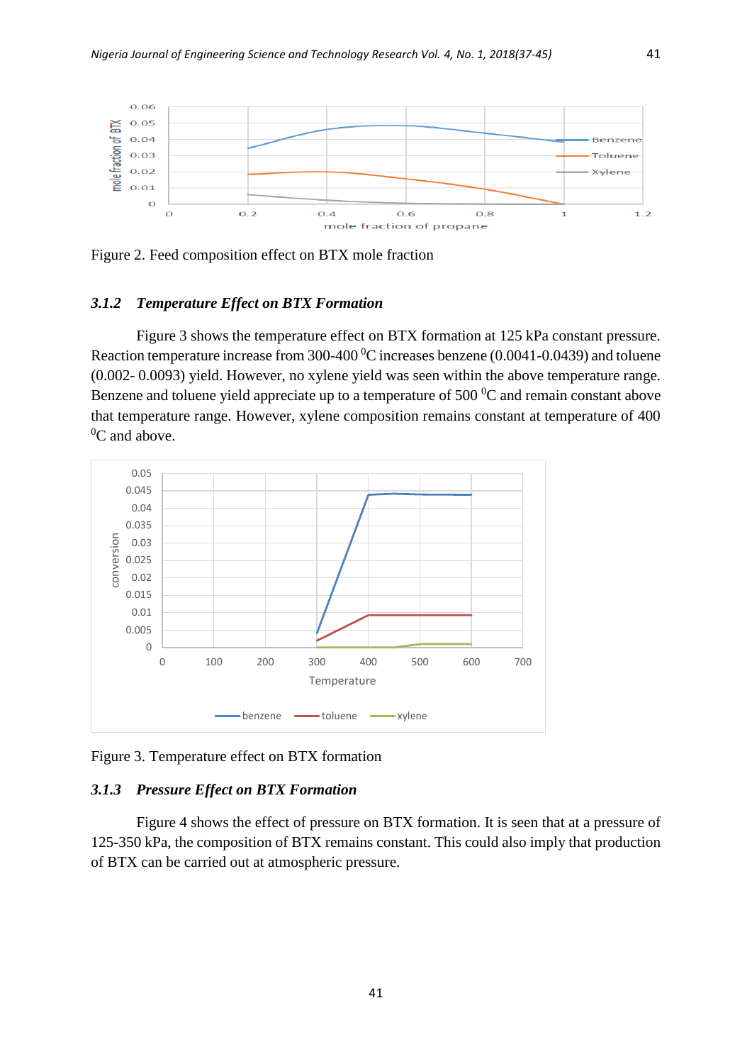Figure 2. Feed composition effect on BTX mole fraction

### 3.1.2 *Temperature Effect on BTX Formation*

Figure 3 shows the temperature effect on BTX formation at 125 kPa constant pressure. Reaction temperature increase from 300-400 $^0$C increases benzene (0.0041-0.0439) and toluene (0.002- 0.0093) yield. However, no xylene yield was seen within the above temperature range. Benzene and toluene yield appreciate up to a temperature of 500 $^0$C and remain constant above that temperature range. However, xylene composition remains constant at temperature of 400 $^0$C and above.

Figure 3. Temperature effect on BTX formation

### 3.1.3 *Pressure Effect on BTX Formation*

Figure 4 shows the effect of pressure on BTX formation. It is seen that at a pressure of 125-350 kPa, the composition of BTX remains constant. This could also imply that production of BTX can be carried out at atmospheric pressure.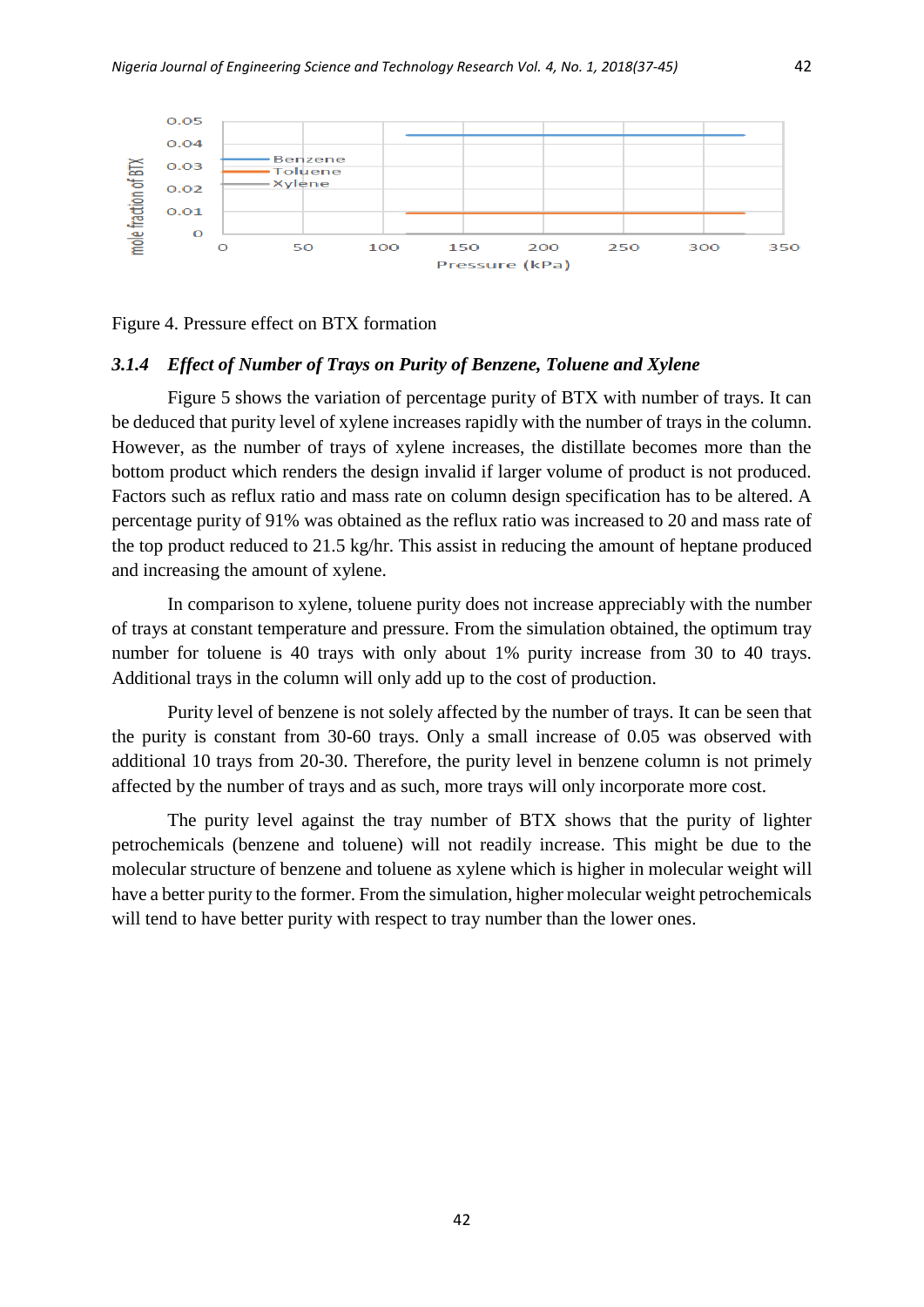Figure 4. Pressure effect on BTX formation

### *3.1.4 Effect of Number of Trays on Purity of Benzene, Toluene and Xylene*

Figure 5 shows the variation of percentage purity of BTX with number of trays. It can be deduced that purity level of xylene increases rapidly with the number of trays in the column. However, as the number of trays of xylene increases, the distillate becomes more than the bottom product which renders the design invalid if larger volume of product is not produced. Factors such as reflux ratio and mass rate on column design specification has to be altered. A percentage purity of 91% was obtained as the reflux ratio was increased to 20 and mass rate of the top product reduced to 21.5 kg/hr. This assist in reducing the amount of heptane produced and increasing the amount of xylene.

In comparison to xylene, toluene purity does not increase appreciably with the number of trays at constant temperature and pressure. From the simulation obtained, the optimum tray number for toluene is 40 trays with only about 1% purity increase from 30 to 40 trays. Additional trays in the column will only add up to the cost of production.

Purity level of benzene is not solely affected by the number of trays. It can be seen that the purity is constant from 30-60 trays. Only a small increase of 0.05 was observed with additional 10 trays from 20-30. Therefore, the purity level in benzene column is not primely affected by the number of trays and as such, more trays will only incorporate more cost.

The purity level against the tray number of BTX shows that the purity of lighter petrochemicals (benzene and toluene) will not readily increase. This might be due to the molecular structure of benzene and toluene as xylene which is higher in molecular weight will have a better purity to the former. From the simulation, higher molecular weight petrochemicals will tend to have better purity with respect to tray number than the lower ones.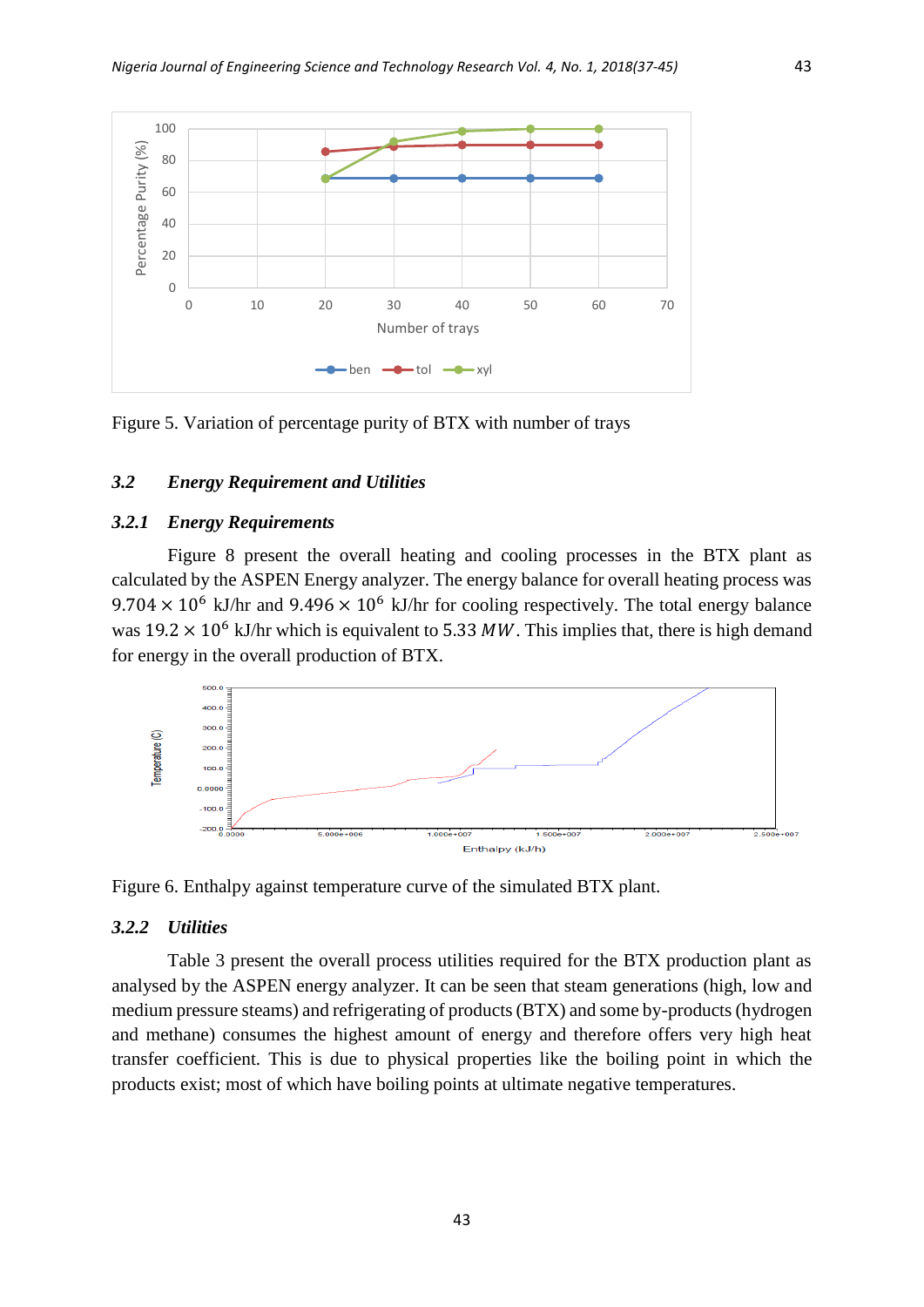Figure 5. Variation of percentage purity of BTX with number of trays

### 3.2 *Energy Requirement and Utilities*

#### 3.2.1 *Energy Requirements*

Figure 8 present the overall heating and cooling processes in the BTX plant as calculated by the ASPEN Energy analyzer. The energy balance for overall heating process was $9.704 \times 10^6$ kJ/hr and $9.496 \times 10^6$ kJ/hr for cooling respectively. The total energy balance was $19.2 \times 10^6$ kJ/hr which is equivalent to 5.33 $MW$. This implies that, there is high demand for energy in the overall production of BTX.

Figure 6. Enthalpy against temperature curve of the simulated BTX plant.

#### 3.2.2 *Utilities*

Table 3 present the overall process utilities required for the BTX production plant as analysed by the ASPEN energy analyzer. It can be seen that steam generations (high, low and medium pressure steams) and refrigerating of products (BTX) and some by-products (hydrogen and methane) consumes the highest amount of energy and therefore offers very high heat transfer coefficient. This is due to physical properties like the boiling point in which the products exist; most of which have boiling points at ultimate negative temperatures.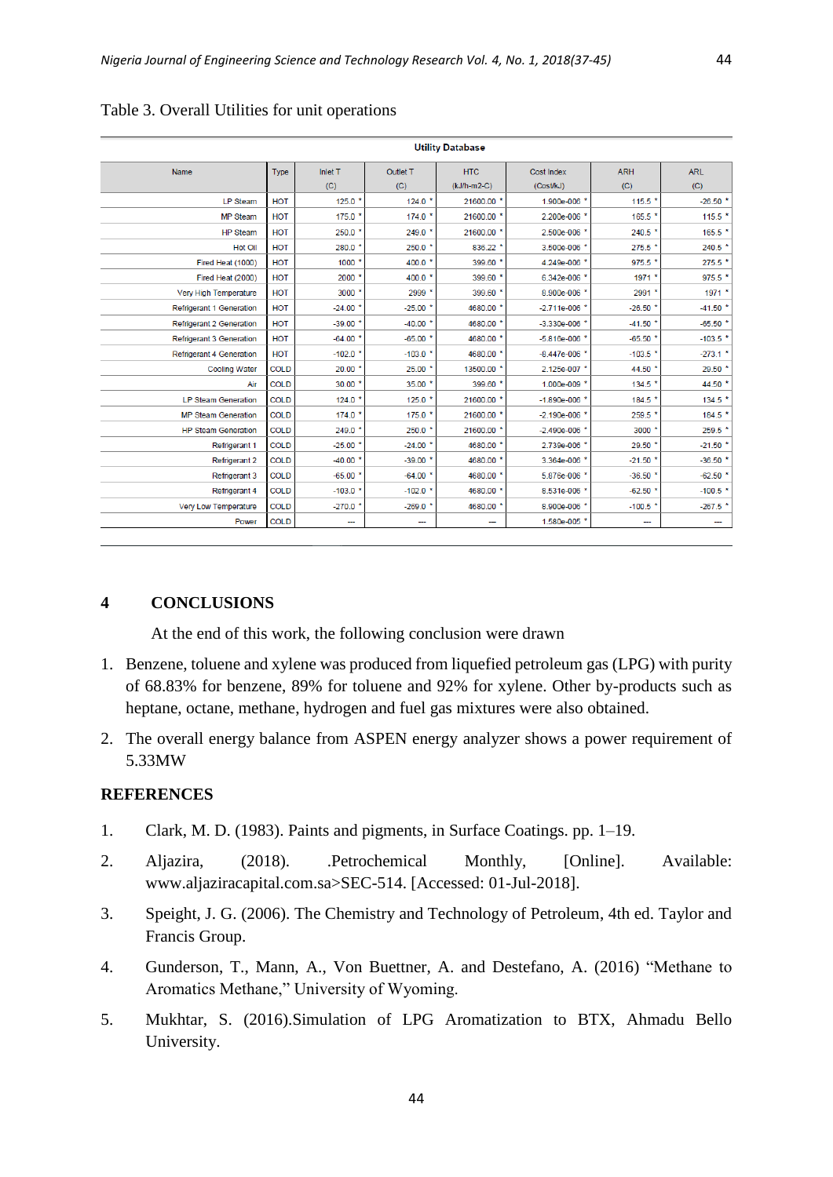Table 3. Overall Utilities for unit operations

Utility Database

| Name | Type | Inlet T (C) | Outlet T (C) | HTC (kJ/h-m2-C) | Cost Index (Cost/kJ) | ARH (C) | ARL (C) |
|---|---|---|---|---|---|---|---|
| LP Steam | HOT | 125.0 * | 124.0 * | 21600.00 * | 1.900e-006 * | 115.5 * | -26.50 * |
| MP Steam | HOT | 175.0 * | 174.0 * | 21600.00 * | 2.200e-006 * | 165.5 * | 115.5 * |
| HP Steam | HOT | 250.0 * | 249.0 * | 21600.00 * | 2.500e-006 * | 240.5 * | 165.5 * |
| Hot Oil | HOT | 280.0 * | 250.0 * | 836.22 * | 3.500e-006 * | 275.5 * | 240.5 * |
| Fired Heat (1000) | HOT | 1000 * | 400.0 * | 399.60 * | 4.249e-006 * | 975.5 * | 275.5 * |
| Fired Heat (2000) | HOT | 2000 * | 400.0 * | 399.60 * | 6.342e-006 * | 1971 * | 975.5 * |
| Very High Temperature | HOT | 3000 * | 2999 * | 399.60 * | 8.900e-006 * | 2991 * | 1971 * |
| Refrigerant 1 Generation | HOT | -24.00 * | -25.00 * | 4680.00 * | -2.711e-006 * | -26.50 * | -41.50 * |
| Refrigerant 2 Generation | HOT | -39.00 * | -40.00 * | 4680.00 * | -3.330e-006 * | -41.50 * | -65.50 * |
| Refrigerant 3 Generation | HOT | -64.00 * | -65.00 * | 4680.00 * | -5.810e-006 * | -65.50 * | -103.5 * |
| Refrigerant 4 Generation | HOT | -102.0 * | -103.0 * | 4680.00 * | -8.447e-006 * | -103.5 * | -273.1 * |
| Cooling Water | COLD | 20.00 * | 25.00 * | 13500.00 * | 2.125e-007 * | 44.50 * | 29.50 * |
| Air | COLD | 30.00 * | 35.00 * | 399.60 * | 1.000e-009 * | 134.5 * | 44.50 * |
| LP Steam Generation | COLD | 124.0 * | 125.0 * | 21600.00 * | -1.890e-006 * | 184.5 * | 134.5 * |
| MP Steam Generation | COLD | 174.0 * | 175.0 * | 21600.00 * | -2.190e-006 * | 259.5 * | 184.5 * |
| HP Steam Generation | COLD | 249.0 * | 250.0 * | 21600.00 * | -2.490e-006 * | 3000 * | 259.5 * |
| Refrigerant 1 | COLD | -25.00 * | -24.00 * | 4680.00 * | 2.739e-006 * | 29.50 * | -21.50 * |
| Refrigerant 2 | COLD | -40.00 * | -39.00 * | 4680.00 * | 3.364e-006 * | -21.50 * | -36.50 * |
| Refrigerant 3 | COLD | -65.00 * | -64.00 * | 4680.00 * | 5.876e-006 * | -36.50 * | -62.50 * |
| Refrigerant 4 | COLD | -103.0 * | -102.0 * | 4680.00 * | 8.531e-006 * | -62.50 * | -100.5 * |
| Very Low Temperature | COLD | -270.0 * | -269.0 * | 4680.00 * | 8.900e-006 * | -100.5 * | -267.5 * |
| Power | COLD | --- | --- | --- | 1.580e-005 * | --- | --- |

## 4 CONCLUSIONS

At the end of this work, the following conclusion were drawn

1. Benzene, toluene and xylene was produced from liquefied petroleum gas (LPG) with purity of 68.83% for benzene, 89% for toluene and 92% for xylene. Other by-products such as heptane, octane, methane, hydrogen and fuel gas mixtures were also obtained.
2. The overall energy balance from ASPEN energy analyzer shows a power requirement of 5.33MW

## REFERENCES

1. Clark, M. D. (1983). Paints and pigments, in Surface Coatings. pp. 1–19.
2. Aljazira, (2018). .Petrochemical Monthly, [Online]. Available: www.aljaziracapital.com.sa>SEC-514. [Accessed: 01-Jul-2018].
3. Speight, J. G. (2006). The Chemistry and Technology of Petroleum, 4th ed. Taylor and Francis Group.
4. Gunderson, T., Mann, A., Von Buettner, A. and Destefano, A. (2016) "Methane to Aromatics Methane," University of Wyoming.
5. Mukhtar, S. (2016).Simulation of LPG Aromatization to BTX, Ahmadu Bello University.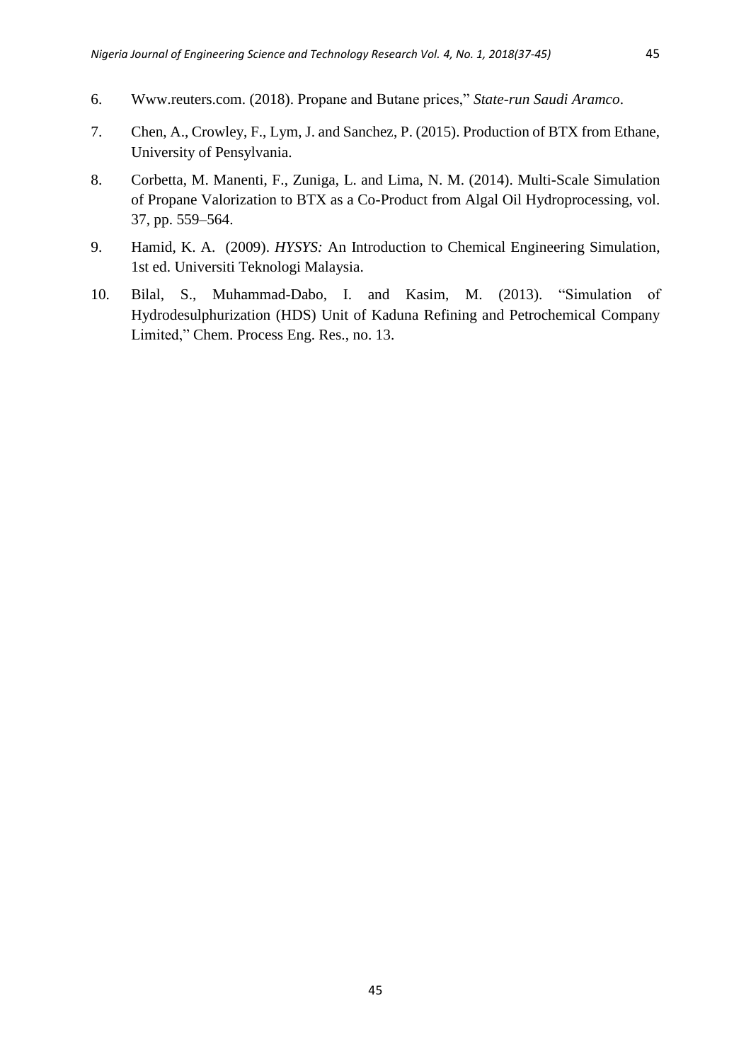6. Www.reuters.com. (2018). Propane and Butane prices," *State-run Saudi Aramco*.

7. Chen, A., Crowley, F., Lym, J. and Sanchez, P. (2015). Production of BTX from Ethane, University of Pensylvania.

8. Corbetta, M. Manenti, F., Zuniga, L. and Lima, N. M. (2014). Multi-Scale Simulation of Propane Valorization to BTX as a Co-Product from Algal Oil Hydroprocessing, vol. 37, pp. 559–564.

9. Hamid, K. A. (2009). *HYSYS:* An Introduction to Chemical Engineering Simulation, 1st ed. Universiti Teknologi Malaysia.

10. Bilal, S., Muhammad-Dabo, I. and Kasim, M. (2013). "Simulation of Hydrodesulphurization (HDS) Unit of Kaduna Refining and Petrochemical Company Limited," Chem. Process Eng. Res., no. 13.